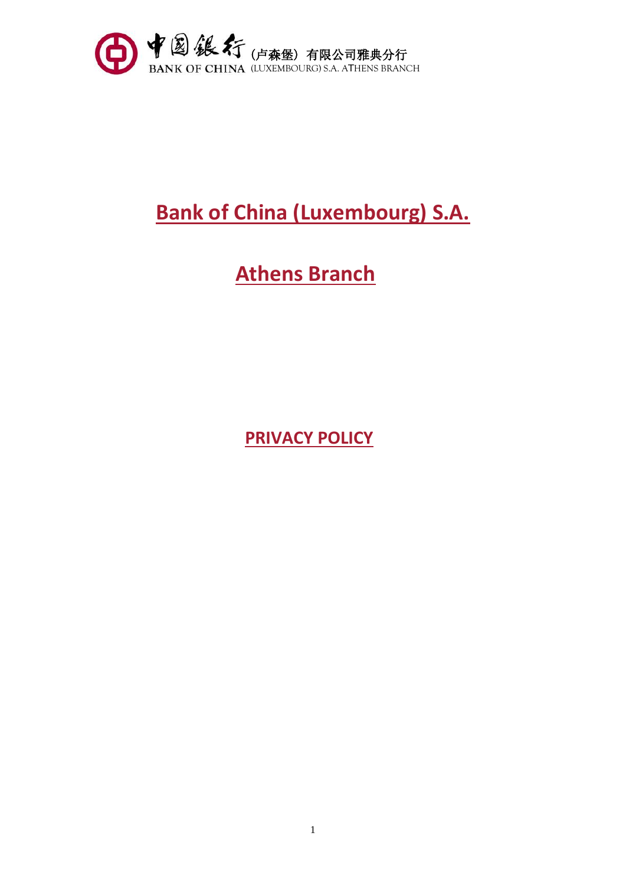中国银行（卢森堡）有限公司雅典分行
BANK OF CHINA (LUXEMBOURG) S.A. ATHENS BRANCH

# Bank of China (Luxembourg) S.A.

# Athens Branch

## PRIVACY POLICY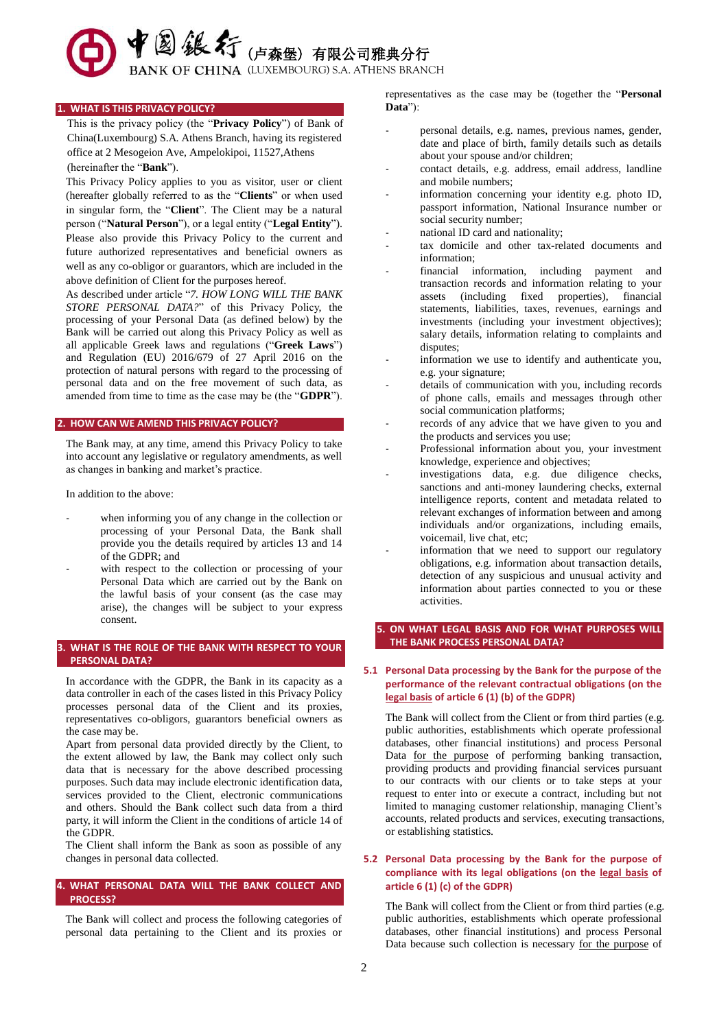## 1. WHAT IS THIS PRIVACY POLICY?

This is the privacy policy (the "**Privacy Policy**") of Bank of China(Luxembourg) S.A. Athens Branch, having its registered office at 2 Mesogeion Ave, Ampelokipoi, 11527,Athens (hereinafter the "**Bank**").

This Privacy Policy applies to you as visitor, user or client (hereafter globally referred to as the "**Clients**" or when used in singular form, the "**Client**". The Client may be a natural person ("**Natural Person**"), or a legal entity ("**Legal Entity**"). Please also provide this Privacy Policy to the current and future authorized representatives and beneficial owners as well as any co-obligor or guarantors, which are included in the above definition of Client for the purposes hereof.

As described under article "*7. HOW LONG WILL THE BANK STORE PERSONAL DATA?*" of this Privacy Policy, the processing of your Personal Data (as defined below) by the Bank will be carried out along this Privacy Policy as well as all applicable Greek laws and regulations ("**Greek Laws**") and Regulation (EU) 2016/679 of 27 April 2016 on the protection of natural persons with regard to the processing of personal data and on the free movement of such data, as amended from time to time as the case may be (the "**GDPR**").

## 2. HOW CAN WE AMEND THIS PRIVACY POLICY?

The Bank may, at any time, amend this Privacy Policy to take into account any legislative or regulatory amendments, as well as changes in banking and market's practice.

In addition to the above:

- when informing you of any change in the collection or processing of your Personal Data, the Bank shall provide you the details required by articles 13 and 14 of the GDPR; and
- with respect to the collection or processing of your Personal Data which are carried out by the Bank on the lawful basis of your consent (as the case may arise), the changes will be subject to your express consent.

## 3. WHAT IS THE ROLE OF THE BANK WITH RESPECT TO YOUR PERSONAL DATA?

In accordance with the GDPR, the Bank in its capacity as a data controller in each of the cases listed in this Privacy Policy processes personal data of the Client and its proxies, representatives co-obligors, guarantors beneficial owners as the case may be.

Apart from personal data provided directly by the Client, to the extent allowed by law, the Bank may collect only such data that is necessary for the above described processing purposes. Such data may include electronic identification data, services provided to the Client, electronic communications and others. Should the Bank collect such data from a third party, it will inform the Client in the conditions of article 14 of the GDPR.

The Client shall inform the Bank as soon as possible of any changes in personal data collected.

## 4. WHAT PERSONAL DATA WILL THE BANK COLLECT AND PROCESS?

The Bank will collect and process the following categories of personal data pertaining to the Client and its proxies or representatives as the case may be (together the "**Personal Data**"):

- personal details, e.g. names, previous names, gender, date and place of birth, family details such as details about your spouse and/or children;
- contact details, e.g. address, email address, landline and mobile numbers;
- information concerning your identity e.g. photo ID, passport information, National Insurance number or social security number;
- national ID card and nationality;
- tax domicile and other tax-related documents and information;
- financial information, including payment and transaction records and information relating to your assets (including fixed properties), financial statements, liabilities, taxes, revenues, earnings and investments (including your investment objectives); salary details, information relating to complaints and disputes;
- information we use to identify and authenticate you, e.g. your signature;
- details of communication with you, including records of phone calls, emails and messages through other social communication platforms;
- records of any advice that we have given to you and the products and services you use;
- Professional information about you, your investment knowledge, experience and objectives;
- investigations data, e.g. due diligence checks, sanctions and anti-money laundering checks, external intelligence reports, content and metadata related to relevant exchanges of information between and among individuals and/or organizations, including emails, voicemail, live chat, etc;
- information that we need to support our regulatory obligations, e.g. information about transaction details, detection of any suspicious and unusual activity and information about parties connected to you or these activities.

## 5. ON WHAT LEGAL BASIS AND FOR WHAT PURPOSES WILL THE BANK PROCESS PERSONAL DATA?

### 5.1 Personal Data processing by the Bank for the purpose of the performance of the relevant contractual obligations (on the legal basis of article 6 (1) (b) of the GDPR)

The Bank will collect from the Client or from third parties (e.g. public authorities, establishments which operate professional databases, other financial institutions) and process Personal Data for the purpose of performing banking transaction, providing products and providing financial services pursuant to our contracts with our clients or to take steps at your request to enter into or execute a contract, including but not limited to managing customer relationship, managing Client's accounts, related products and services, executing transactions, or establishing statistics.

### 5.2 Personal Data processing by the Bank for the purpose of compliance with its legal obligations (on the legal basis of article 6 (1) (c) of the GDPR)

The Bank will collect from the Client or from third parties (e.g. public authorities, establishments which operate professional databases, other financial institutions) and process Personal Data because such collection is necessary for the purpose of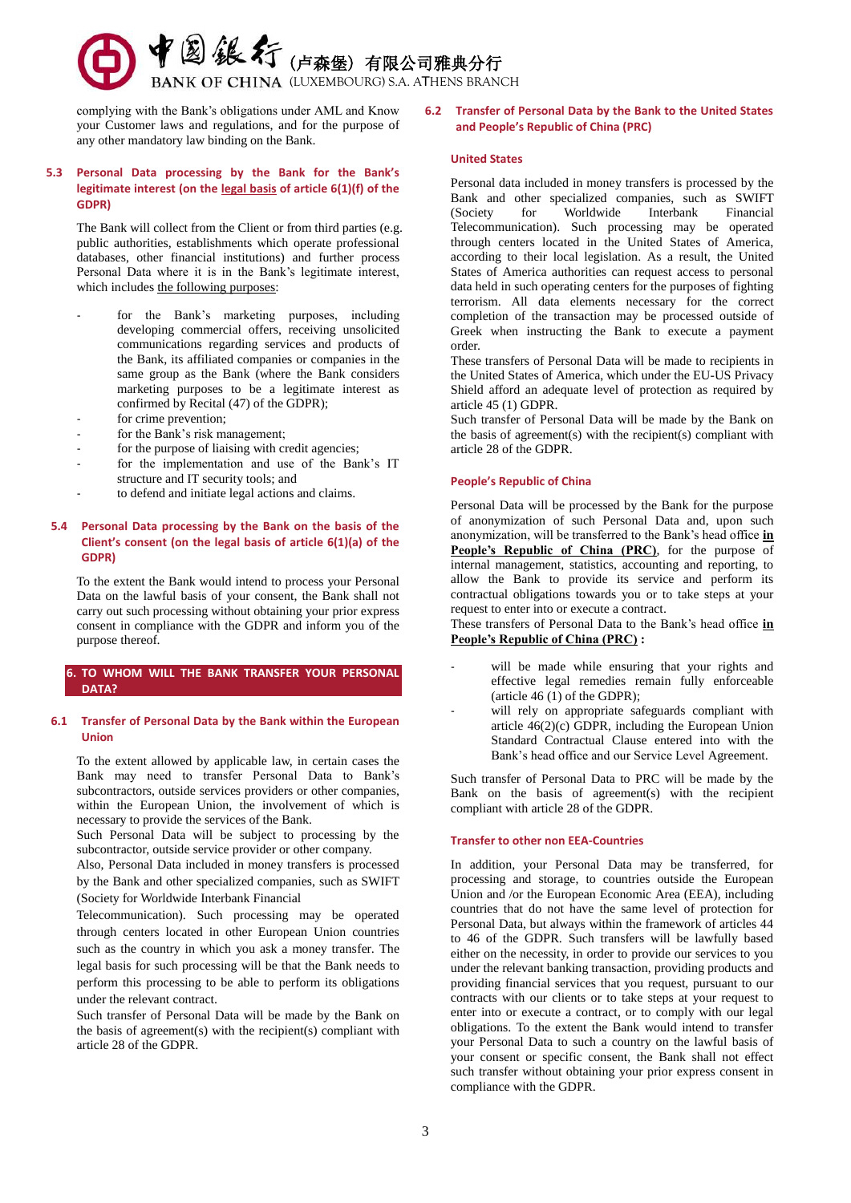complying with the Bank's obligations under AML and Know your Customer laws and regulations, and for the purpose of any other mandatory law binding on the Bank.

### 5.3 Personal Data processing by the Bank for the Bank's legitimate interest (on the legal basis of article 6(1)(f) of the GDPR)

The Bank will collect from the Client or from third parties (e.g. public authorities, establishments which operate professional databases, other financial institutions) and further process Personal Data where it is in the Bank's legitimate interest, which includes the following purposes:

- for the Bank's marketing purposes, including developing commercial offers, receiving unsolicited communications regarding services and products of the Bank, its affiliated companies or companies in the same group as the Bank (where the Bank considers marketing purposes to be a legitimate interest as confirmed by Recital (47) of the GDPR);
- for crime prevention;
- for the Bank's risk management;
- for the purpose of liaising with credit agencies;
- for the implementation and use of the Bank's IT structure and IT security tools; and
- to defend and initiate legal actions and claims.

### 5.4 Personal Data processing by the Bank on the basis of the Client's consent (on the legal basis of article 6(1)(a) of the GDPR)

To the extent the Bank would intend to process your Personal Data on the lawful basis of your consent, the Bank shall not carry out such processing without obtaining your prior express consent in compliance with the GDPR and inform you of the purpose thereof.

## 6. TO WHOM WILL THE BANK TRANSFER YOUR PERSONAL DATA?

### 6.1 Transfer of Personal Data by the Bank within the European Union

To the extent allowed by applicable law, in certain cases the Bank may need to transfer Personal Data to Bank's subcontractors, outside services providers or other companies, within the European Union, the involvement of which is necessary to provide the services of the Bank.

Such Personal Data will be subject to processing by the subcontractor, outside service provider or other company.

Also, Personal Data included in money transfers is processed by the Bank and other specialized companies, such as SWIFT (Society for Worldwide Interbank Financial Telecommunication). Such processing may be operated through centers located in other European Union countries such as the country in which you ask a money transfer. The legal basis for such processing will be that the Bank needs to perform this processing to be able to perform its obligations under the relevant contract.

Such transfer of Personal Data will be made by the Bank on the basis of agreement(s) with the recipient(s) compliant with article 28 of the GDPR.

### 6.2 Transfer of Personal Data by the Bank to the United States and People's Republic of China (PRC)

#### United States

Personal data included in money transfers is processed by the Bank and other specialized companies, such as SWIFT (Society for Worldwide Interbank Financial Telecommunication). Such processing may be operated through centers located in the United States of America, according to their local legislation. As a result, the United States of America authorities can request access to personal data held in such operating centers for the purposes of fighting terrorism. All data elements necessary for the correct completion of the transaction may be processed outside of Greek when instructing the Bank to execute a payment order.

These transfers of Personal Data will be made to recipients in the United States of America, which under the EU-US Privacy Shield afford an adequate level of protection as required by article 45 (1) GDPR.

Such transfer of Personal Data will be made by the Bank on the basis of agreement(s) with the recipient(s) compliant with article 28 of the GDPR.

#### People's Republic of China

Personal Data will be processed by the Bank for the purpose of anonymization of such Personal Data and, upon such anonymization, will be transferred to the Bank's head office **in People's Republic of China (PRC)**, for the purpose of internal management, statistics, accounting and reporting, to allow the Bank to provide its service and perform its contractual obligations towards you or to take steps at your request to enter into or execute a contract.

These transfers of Personal Data to the Bank's head office **in People's Republic of China (PRC)** :

- will be made while ensuring that your rights and effective legal remedies remain fully enforceable (article 46 (1) of the GDPR);
- will rely on appropriate safeguards compliant with article 46(2)(c) GDPR, including the European Union Standard Contractual Clause entered into with the Bank's head office and our Service Level Agreement.

Such transfer of Personal Data to PRC will be made by the Bank on the basis of agreement(s) with the recipient compliant with article 28 of the GDPR.

#### Transfer to other non EEA-Countries

In addition, your Personal Data may be transferred, for processing and storage, to countries outside the European Union and /or the European Economic Area (EEA), including countries that do not have the same level of protection for Personal Data, but always within the framework of articles 44 to 46 of the GDPR. Such transfers will be lawfully based either on the necessity, in order to provide our services to you under the relevant banking transaction, providing products and providing financial services that you request, pursuant to our contracts with our clients or to take steps at your request to enter into or execute a contract, or to comply with our legal obligations. To the extent the Bank would intend to transfer your Personal Data to such a country on the lawful basis of your consent or specific consent, the Bank shall not effect such transfer without obtaining your prior express consent in compliance with the GDPR.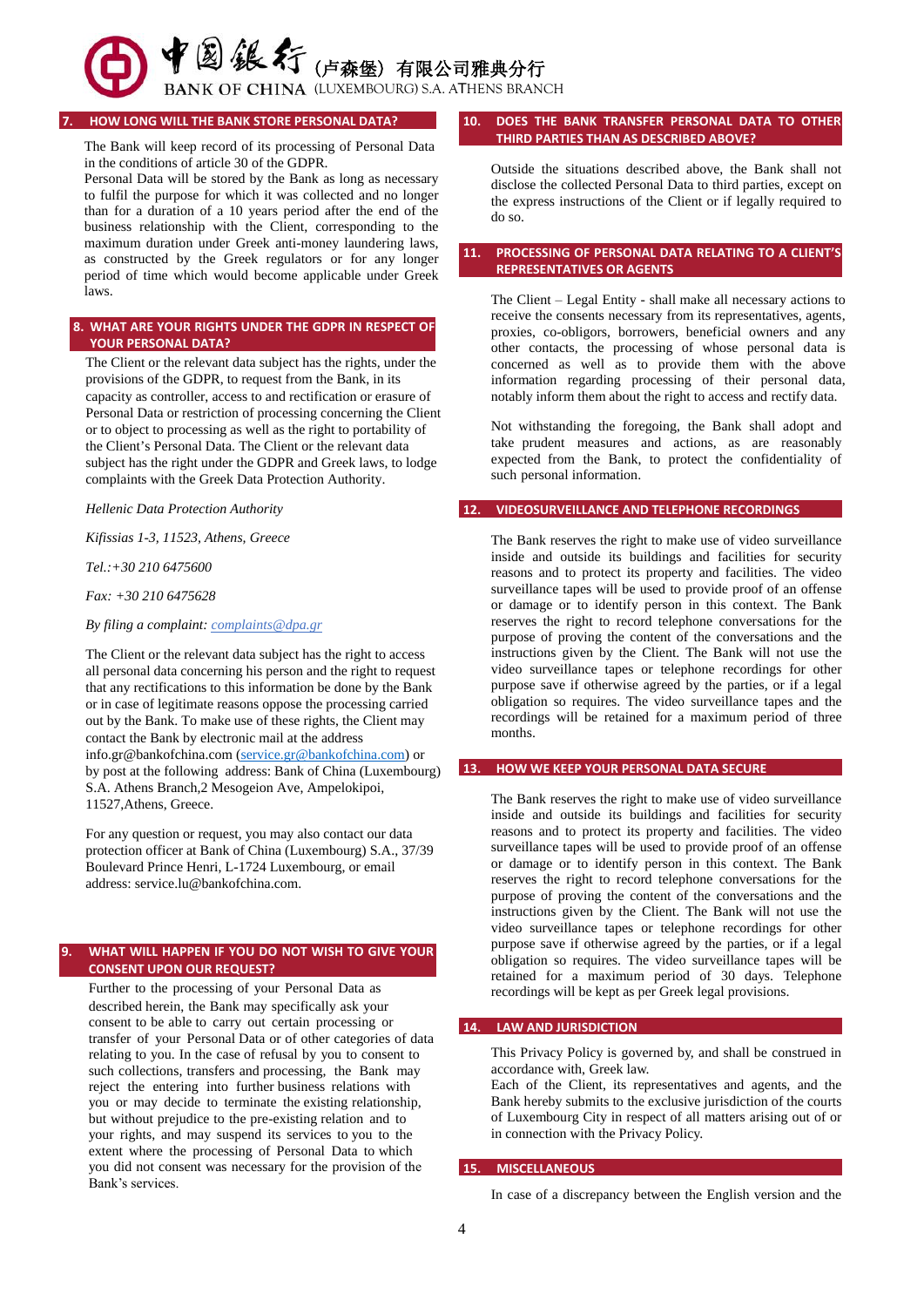## 7. HOW LONG WILL THE BANK STORE PERSONAL DATA?

The Bank will keep record of its processing of Personal Data in the conditions of article 30 of the GDPR.

Personal Data will be stored by the Bank as long as necessary to fulfil the purpose for which it was collected and no longer than for a duration of a 10 years period after the end of the business relationship with the Client, corresponding to the maximum duration under Greek anti-money laundering laws, as constructed by the Greek regulators or for any longer period of time which would become applicable under Greek laws.

## 8. WHAT ARE YOUR RIGHTS UNDER THE GDPR IN RESPECT OF YOUR PERSONAL DATA?

The Client or the relevant data subject has the rights, under the provisions of the GDPR, to request from the Bank, in its capacity as controller, access to and rectification or erasure of Personal Data or restriction of processing concerning the Client or to object to processing as well as the right to portability of the Client's Personal Data. The Client or the relevant data subject has the right under the GDPR and Greek laws, to lodge complaints with the Greek Data Protection Authority.

*Hellenic Data Protection Authority*

*Kifissias 1-3, 11523, Athens, Greece*

*Tel.:+30 210 6475600*

*Fax: +30 210 6475628*

*By filing a complaint: complaints@dpa.gr*

The Client or the relevant data subject has the right to access all personal data concerning his person and the right to request that any rectifications to this information be done by the Bank or in case of legitimate reasons oppose the processing carried out by the Bank. To make use of these rights, the Client may contact the Bank by electronic mail at the address info.gr@bankofchina.com (service.gr@bankofchina.com) or by post at the following address: Bank of China (Luxembourg) S.A. Athens Branch,2 Mesogeion Ave, Ampelokipoi, 11527,Athens, Greece.

For any question or request, you may also contact our data protection officer at Bank of China (Luxembourg) S.A., 37/39 Boulevard Prince Henri, L-1724 Luxembourg, or email address: service.lu@bankofchina.com.

## 9. WHAT WILL HAPPEN IF YOU DO NOT WISH TO GIVE YOUR CONSENT UPON OUR REQUEST?

Further to the processing of your Personal Data as described herein, the Bank may specifically ask your consent to be able to carry out certain processing or transfer of your Personal Data or of other categories of data relating to you. In the case of refusal by you to consent to such collections, transfers and processing, the Bank may reject the entering into further business relations with you or may decide to terminate the existing relationship, but without prejudice to the pre-existing relation and to your rights, and may suspend its services to you to the extent where the processing of Personal Data to which you did not consent was necessary for the provision of the Bank's services.

## 10. DOES THE BANK TRANSFER PERSONAL DATA TO OTHER THIRD PARTIES THAN AS DESCRIBED ABOVE?

Outside the situations described above, the Bank shall not disclose the collected Personal Data to third parties, except on the express instructions of the Client or if legally required to do so.

## 11. PROCESSING OF PERSONAL DATA RELATING TO A CLIENT'S REPRESENTATIVES OR AGENTS

The Client – Legal Entity - shall make all necessary actions to receive the consents necessary from its representatives, agents, proxies, co-obligors, borrowers, beneficial owners and any other contacts, the processing of whose personal data is concerned as well as to provide them with the above information regarding processing of their personal data, notably inform them about the right to access and rectify data.

Not withstanding the foregoing, the Bank shall adopt and take prudent measures and actions, as are reasonably expected from the Bank, to protect the confidentiality of such personal information.

## 12. VIDEOSURVEILLANCE AND TELEPHONE RECORDINGS

The Bank reserves the right to make use of video surveillance inside and outside its buildings and facilities for security reasons and to protect its property and facilities. The video surveillance tapes will be used to provide proof of an offense or damage or to identify person in this context. The Bank reserves the right to record telephone conversations for the purpose of proving the content of the conversations and the instructions given by the Client. The Bank will not use the video surveillance tapes or telephone recordings for other purpose save if otherwise agreed by the parties, or if a legal obligation so requires. The video surveillance tapes and the recordings will be retained for a maximum period of three months.

## 13. HOW WE KEEP YOUR PERSONAL DATA SECURE

The Bank reserves the right to make use of video surveillance inside and outside its buildings and facilities for security reasons and to protect its property and facilities. The video surveillance tapes will be used to provide proof of an offense or damage or to identify person in this context. The Bank reserves the right to record telephone conversations for the purpose of proving the content of the conversations and the instructions given by the Client. The Bank will not use the video surveillance tapes or telephone recordings for other purpose save if otherwise agreed by the parties, or if a legal obligation so requires. The video surveillance tapes will be retained for a maximum period of 30 days. Telephone recordings will be kept as per Greek legal provisions.

## 14. LAW AND JURISDICTION

This Privacy Policy is governed by, and shall be construed in accordance with, Greek law.

Each of the Client, its representatives and agents, and the Bank hereby submits to the exclusive jurisdiction of the courts of Luxembourg City in respect of all matters arising out of or in connection with the Privacy Policy.

## 15. MISCELLANEOUS

In case of a discrepancy between the English version and the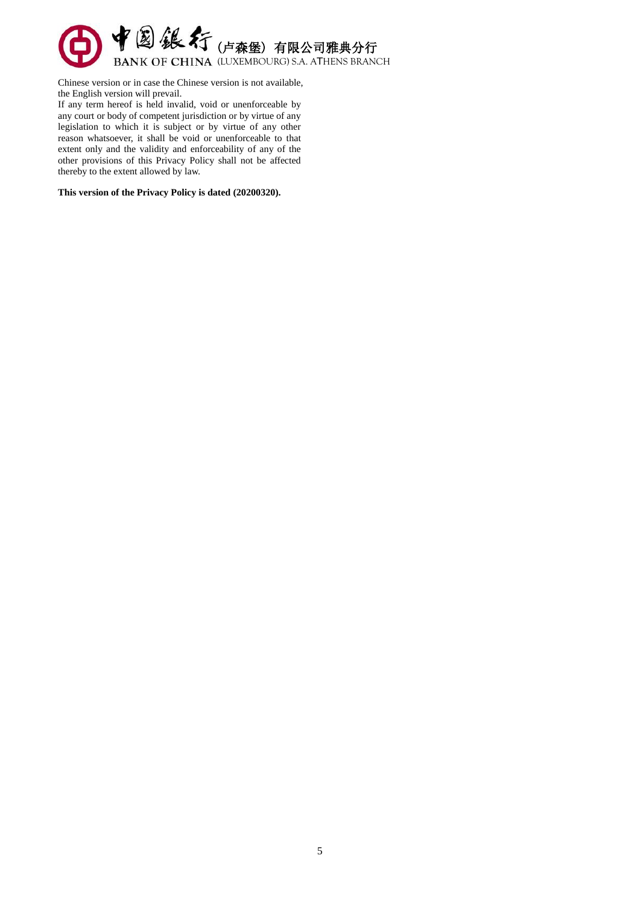Chinese version or in case the Chinese version is not available, the English version will prevail.

If any term hereof is held invalid, void or unenforceable by any court or body of competent jurisdiction or by virtue of any legislation to which it is subject or by virtue of any other reason whatsoever, it shall be void or unenforceable to that extent only and the validity and enforceability of any of the other provisions of this Privacy Policy shall not be affected thereby to the extent allowed by law.

**This version of the Privacy Policy is dated (20200320).**